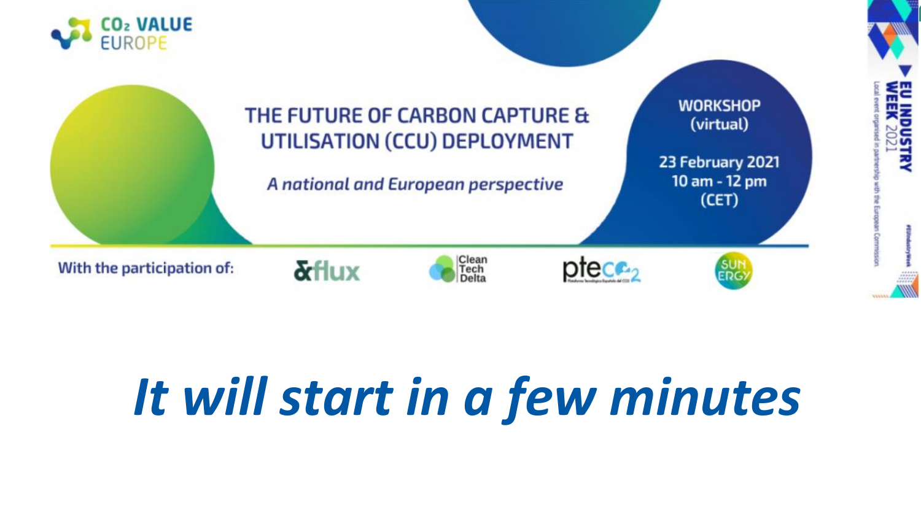$CO_2$ VALUE EUROPE

# THE FUTURE OF CARBON CAPTURE & UTILISATION (CCU) DEPLOYMENT

*A national and European perspective*

**WORKSHOP (virtual)**

**23 February 2021**
**10 am - 12 pm (CET)**

With the participation of: &flux, Clean Tech Delta, ptec$O_2$, SUNERGY

EU INDUSTRY WEEK 2021
Local event organised in partnership with the European Commission.

#EUIndustryWeek

# *It will start in a few minutes*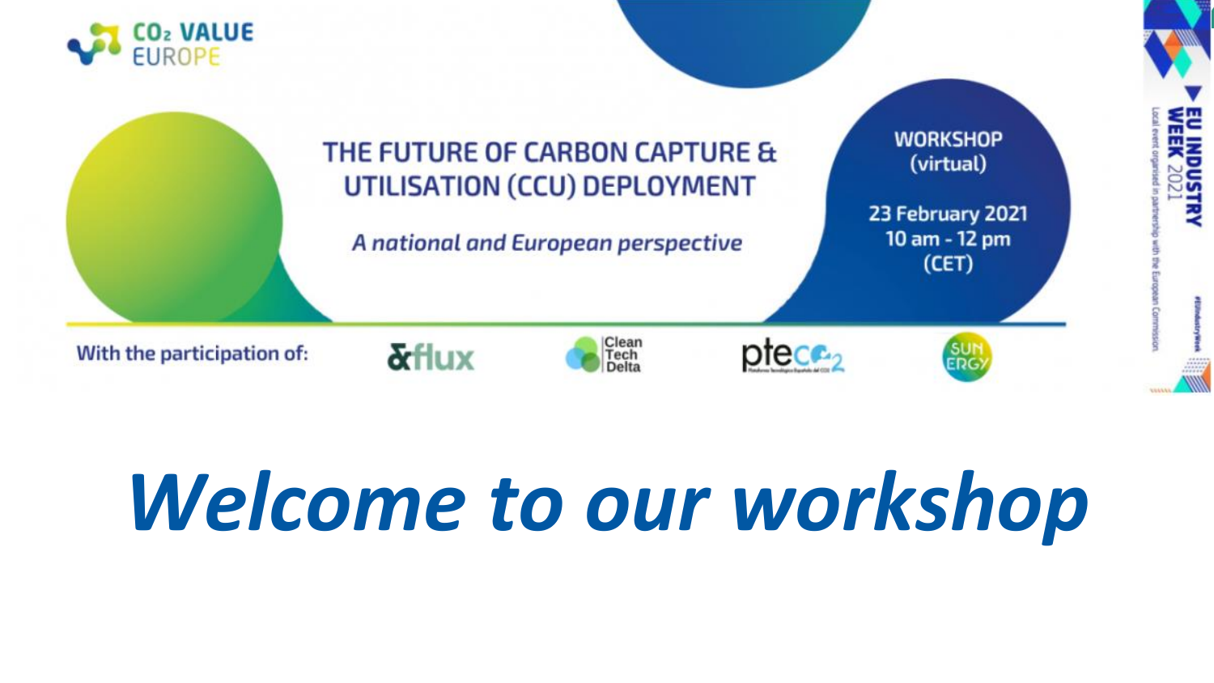$CO_2$ VALUE EUROPE

# THE FUTURE OF CARBON CAPTURE & UTILISATION (CCU) DEPLOYMENT

*A national and European perspective*

**WORKSHOP (virtual)**

**23 February 2021**
**10 am - 12 pm (CET)**

**EU INDUSTRY WEEK 2021**

Local event organised in partnership with the European Commission.

#EUIndustryWeek

**With the participation of:** &flux, Clean Tech Delta, ptecO2, SUN ERGY

# *Welcome to our workshop*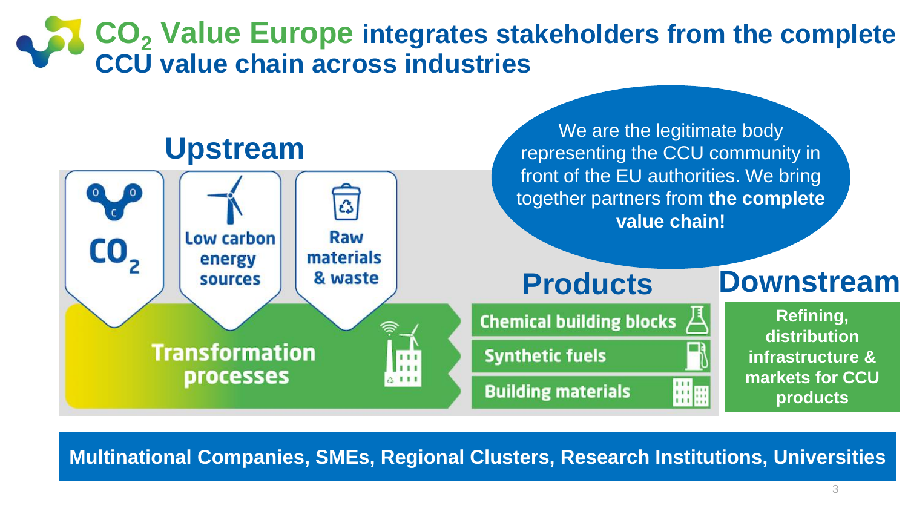# $CO_2$ Value Europe integrates stakeholders from the complete CCU value chain across industries

We are the legitimate body representing the CCU community in front of the EU authorities. We bring together partners from **the complete value chain!**

## Upstream

- $CO_2$
- Low carbon energy sources
- Raw materials & waste

Transformation processes

## Products

- Chemical building blocks
- Synthetic fuels
- Building materials

## Downstream

**Refining, distribution infrastructure & markets for CCU products**

**Multinational Companies, SMEs, Regional Clusters, Research Institutions, Universities**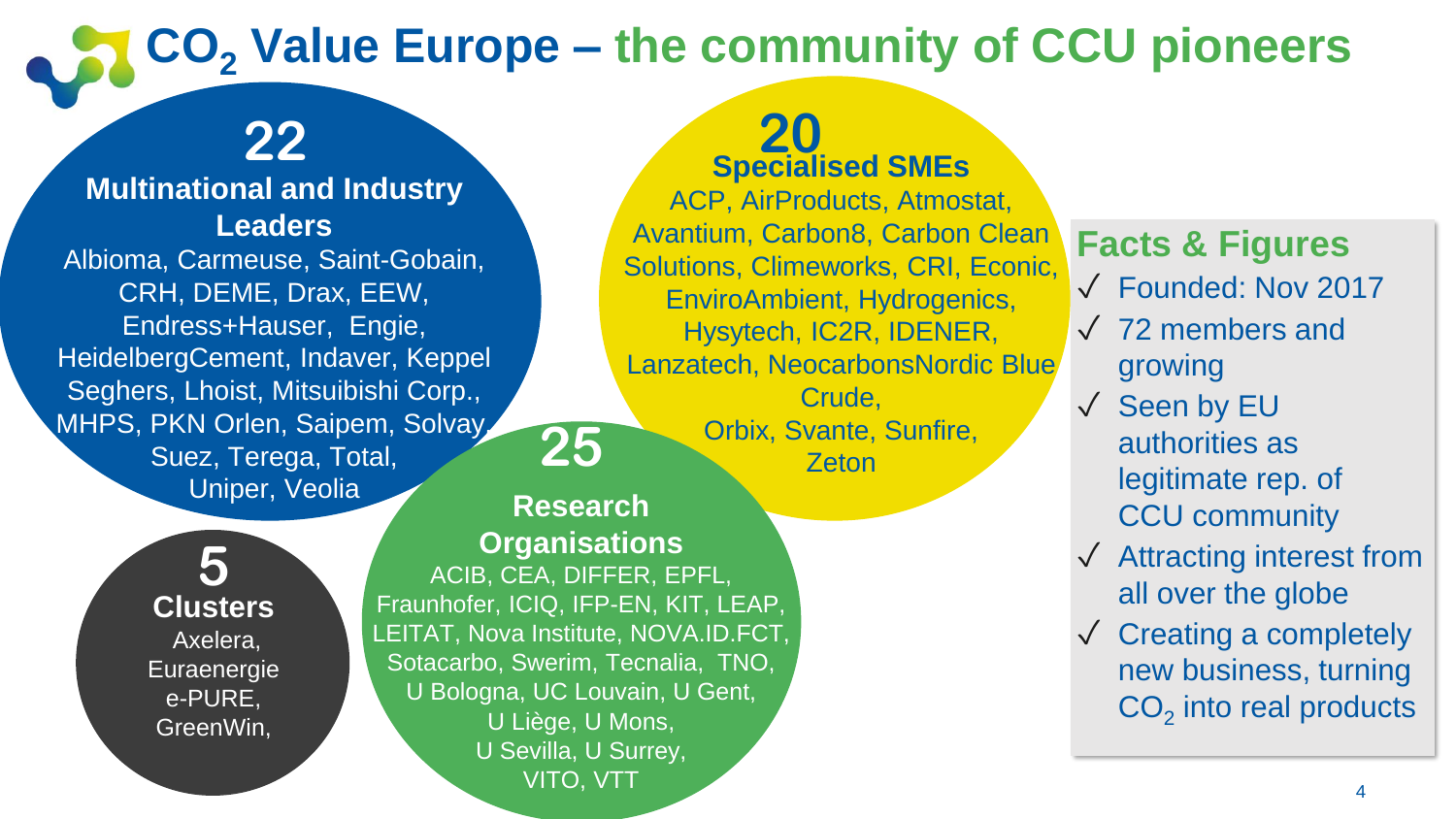# $CO_2$ Value Europe – the community of CCU pioneers

## 22 Multinational and Industry Leaders

Albioma, Carmeuse, Saint-Gobain, CRH, DEME, Drax, EEW, Endress+Hauser, Engie, HeidelbergCement, Indaver, Keppel Seghers, Lhoist, Mitsuibishi Corp., MHPS, PKN Orlen, Saipem, Solvay, Suez, Terega, Total, Uniper, Veolia

## 20 Specialised SMEs

ACP, AirProducts, Atmostat, Avantium, Carbon8, Carbon Clean Solutions, Climeworks, CRI, Econic, EnviroAmbient, Hydrogenics, Hysytech, IC2R, IDENER, Lanzatech, NeocarbonsNordic Blue Crude, Orbix, Svante, Sunfire, Zeton

## 25 Research Organisations

ACIB, CEA, DIFFER, EPFL, Fraunhofer, ICIQ, IFP-EN, KIT, LEAP, LEITAT, Nova Institute, NOVA.ID.FCT, Sotacarbo, Swerim, Tecnalia, TNO, U Bologna, UC Louvain, U Gent, U Liège, U Mons, U Sevilla, U Surrey, VITO, VTT

## 5 Clusters

Axelera, Euraenergie e-PURE, GreenWin,

## Facts & Figures

- ✓ Founded: Nov 2017
- ✓ 72 members and growing
- ✓ Seen by EU authorities as legitimate rep. of CCU community
- ✓ Attracting interest from all over the globe
- ✓ Creating a completely new business, turning $CO_2$ into real products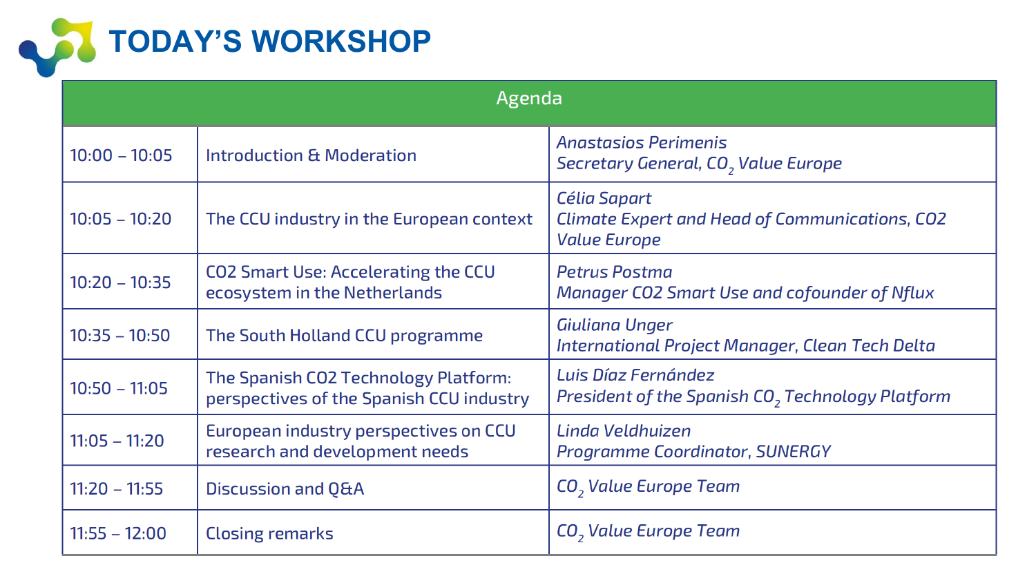# TODAY'S WORKSHOP

| Agenda | | |
|---|---|---|
| 10:00 – 10:05 | Introduction & Moderation | *Anastasios Perimenis*<br>*Secretary General, $CO_2$ Value Europe* |
| 10:05 – 10:20 | The CCU industry in the European context | *Célia Sapart*<br>*Climate Expert and Head of Communications, CO2 Value Europe* |
| 10:20 – 10:35 | CO2 Smart Use: Accelerating the CCU ecosystem in the Netherlands | *Petrus Postma*<br>*Manager CO2 Smart Use and cofounder of Nflux* |
| 10:35 – 10:50 | The South Holland CCU programme | *Giuliana Unger*<br>*International Project Manager, Clean Tech Delta* |
| 10:50 – 11:05 | The Spanish CO2 Technology Platform: perspectives of the Spanish CCU industry | *Luis Díaz Fernández*<br>*President of the Spanish $CO_2$ Technology Platform* |
| 11:05 – 11:20 | European industry perspectives on CCU research and development needs | *Linda Veldhuizen*<br>*Programme Coordinator, SUNERGY* |
| 11:20 – 11:55 | Discussion and Q&A | *$CO_2$ Value Europe Team* |
| 11:55 – 12:00 | Closing remarks | *$CO_2$ Value Europe Team* |